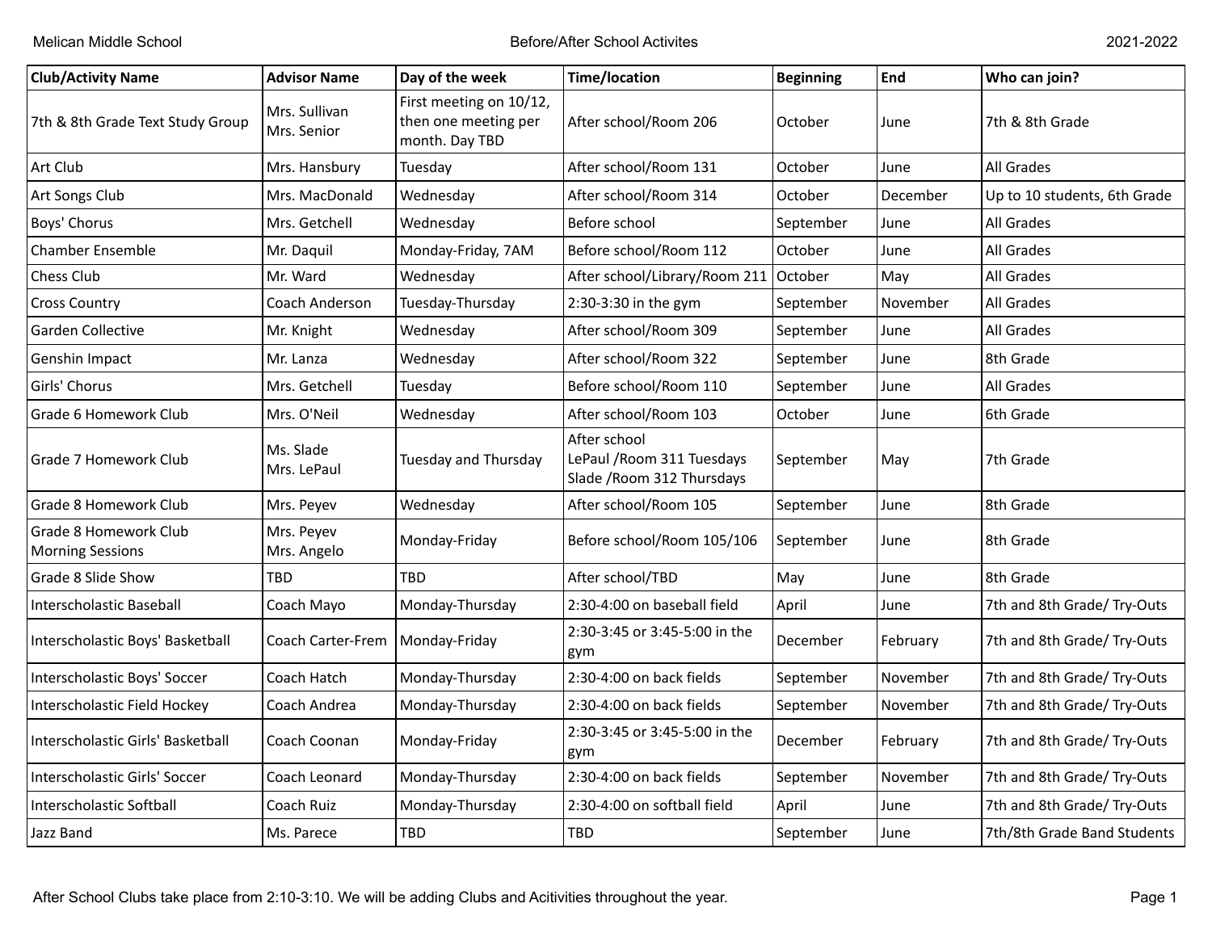| Club/Activity Name | Advisor Name | Day of the week | Time/location | Beginning | End | Who can join? |
|---|---|---|---|---|---|---|
| 7th & 8th Grade Text Study Group | Mrs. Sullivan<br>Mrs. Senior | First meeting on 10/12, then one meeting per month. Day TBD | After school/Room 206 | October | June | 7th & 8th Grade |
| Art Club | Mrs. Hansbury | Tuesday | After school/Room 131 | October | June | All Grades |
| Art Songs Club | Mrs. MacDonald | Wednesday | After school/Room 314 | October | December | Up to 10 students, 6th Grade |
| Boys' Chorus | Mrs. Getchell | Wednesday | Before school | September | June | All Grades |
| Chamber Ensemble | Mr. Daquil | Monday-Friday, 7AM | Before school/Room 112 | October | June | All Grades |
| Chess Club | Mr. Ward | Wednesday | After school/Library/Room 211 | October | May | All Grades |
| Cross Country | Coach Anderson | Tuesday-Thursday | 2:30-3:30 in the gym | September | November | All Grades |
| Garden Collective | Mr. Knight | Wednesday | After school/Room 309 | September | June | All Grades |
| Genshin Impact | Mr. Lanza | Wednesday | After school/Room 322 | September | June | 8th Grade |
| Girls' Chorus | Mrs. Getchell | Tuesday | Before school/Room 110 | September | June | All Grades |
| Grade 6 Homework Club | Mrs. O'Neil | Wednesday | After school/Room 103 | October | June | 6th Grade |
| Grade 7 Homework Club | Ms. Slade<br>Mrs. LePaul | Tuesday and Thursday | After school<br>LePaul /Room 311 Tuesdays<br>Slade /Room 312 Thursdays | September | May | 7th Grade |
| Grade 8 Homework Club | Mrs. Peyev | Wednesday | After school/Room 105 | September | June | 8th Grade |
| Grade 8 Homework Club Morning Sessions | Mrs. Peyev<br>Mrs. Angelo | Monday-Friday | Before school/Room 105/106 | September | June | 8th Grade |
| Grade 8 Slide Show | TBD | TBD | After school/TBD | May | June | 8th Grade |
| Interscholastic Baseball | Coach Mayo | Monday-Thursday | 2:30-4:00 on baseball field | April | June | 7th and 8th Grade/ Try-Outs |
| Interscholastic Boys' Basketball | Coach Carter-Frem | Monday-Friday | 2:30-3:45 or 3:45-5:00 in the gym | December | February | 7th and 8th Grade/ Try-Outs |
| Interscholastic Boys' Soccer | Coach Hatch | Monday-Thursday | 2:30-4:00 on back fields | September | November | 7th and 8th Grade/ Try-Outs |
| Interscholastic Field Hockey | Coach Andrea | Monday-Thursday | 2:30-4:00 on back fields | September | November | 7th and 8th Grade/ Try-Outs |
| Interscholastic Girls' Basketball | Coach Coonan | Monday-Friday | 2:30-3:45 or 3:45-5:00 in the gym | December | February | 7th and 8th Grade/ Try-Outs |
| Interscholastic Girls' Soccer | Coach Leonard | Monday-Thursday | 2:30-4:00 on back fields | September | November | 7th and 8th Grade/ Try-Outs |
| Interscholastic Softball | Coach Ruiz | Monday-Thursday | 2:30-4:00 on softball field | April | June | 7th and 8th Grade/ Try-Outs |
| Jazz Band | Ms. Parece | TBD | TBD | September | June | 7th/8th Grade Band Students |

After School Clubs take place from 2:10-3:10. We will be adding Clubs and Acitivities throughout the year.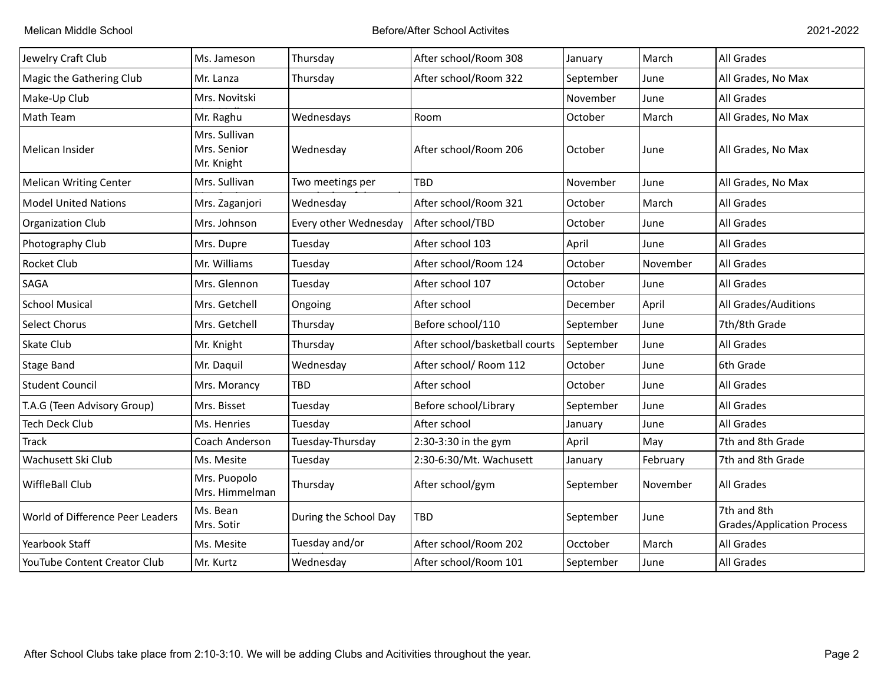| | | | | | | |
|---|---|---|---|---|---|---|
| Jewelry Craft Club | Ms. Jameson | Thursday | After school/Room 308 | January | March | All Grades |
| Magic the Gathering Club | Mr. Lanza | Thursday | After school/Room 322 | September | June | All Grades, No Max |
| Make-Up Club | Mrs. Novitski | | | November | June | All Grades |
| Math Team | Mr. Raghu | Wednesdays | Room | October | March | All Grades, No Max |
| Melican Insider | Mrs. Sullivan<br>Mrs. Senior<br>Mr. Knight | Wednesday | After school/Room 206 | October | June | All Grades, No Max |
| Melican Writing Center | Mrs. Sullivan | Two meetings per | TBD | November | June | All Grades, No Max |
| Model United Nations | Mrs. Zaganjori | Wednesday | After school/Room 321 | October | March | All Grades |
| Organization Club | Mrs. Johnson | Every other Wednesday | After school/TBD | October | June | All Grades |
| Photography Club | Mrs. Dupre | Tuesday | After school 103 | April | June | All Grades |
| Rocket Club | Mr. Williams | Tuesday | After school/Room 124 | October | November | All Grades |
| SAGA | Mrs. Glennon | Tuesday | After school 107 | October | June | All Grades |
| School Musical | Mrs. Getchell | Ongoing | After school | December | April | All Grades/Auditions |
| Select Chorus | Mrs. Getchell | Thursday | Before school/110 | September | June | 7th/8th Grade |
| Skate Club | Mr. Knight | Thursday | After school/basketball courts | September | June | All Grades |
| Stage Band | Mr. Daquil | Wednesday | After school/ Room 112 | October | June | 6th Grade |
| Student Council | Mrs. Morancy | TBD | After school | October | June | All Grades |
| T.A.G (Teen Advisory Group) | Mrs. Bisset | Tuesday | Before school/Library | September | June | All Grades |
| Tech Deck Club | Ms. Henries | Tuesday | After school | January | June | All Grades |
| Track | Coach Anderson | Tuesday-Thursday | 2:30-3:30 in the gym | April | May | 7th and 8th Grade |
| Wachusett Ski Club | Ms. Mesite | Tuesday | 2:30-6:30/Mt. Wachusett | January | February | 7th and 8th Grade |
| WiffleBall Club | Mrs. Puopolo<br>Mrs. Himmelman | Thursday | After school/gym | September | November | All Grades |
| World of Difference Peer Leaders | Ms. Bean<br>Mrs. Sotir | During the School Day | TBD | September | June | 7th and 8th<br>Grades/Application Process |
| Yearbook Staff | Ms. Mesite | Tuesday and/or | After school/Room 202 | Occtober | March | All Grades |
| YouTube Content Creator Club | Mr. Kurtz | Wednesday | After school/Room 101 | September | June | All Grades |

After School Clubs take place from 2:10-3:10. We will be adding Clubs and Acitivities throughout the year.